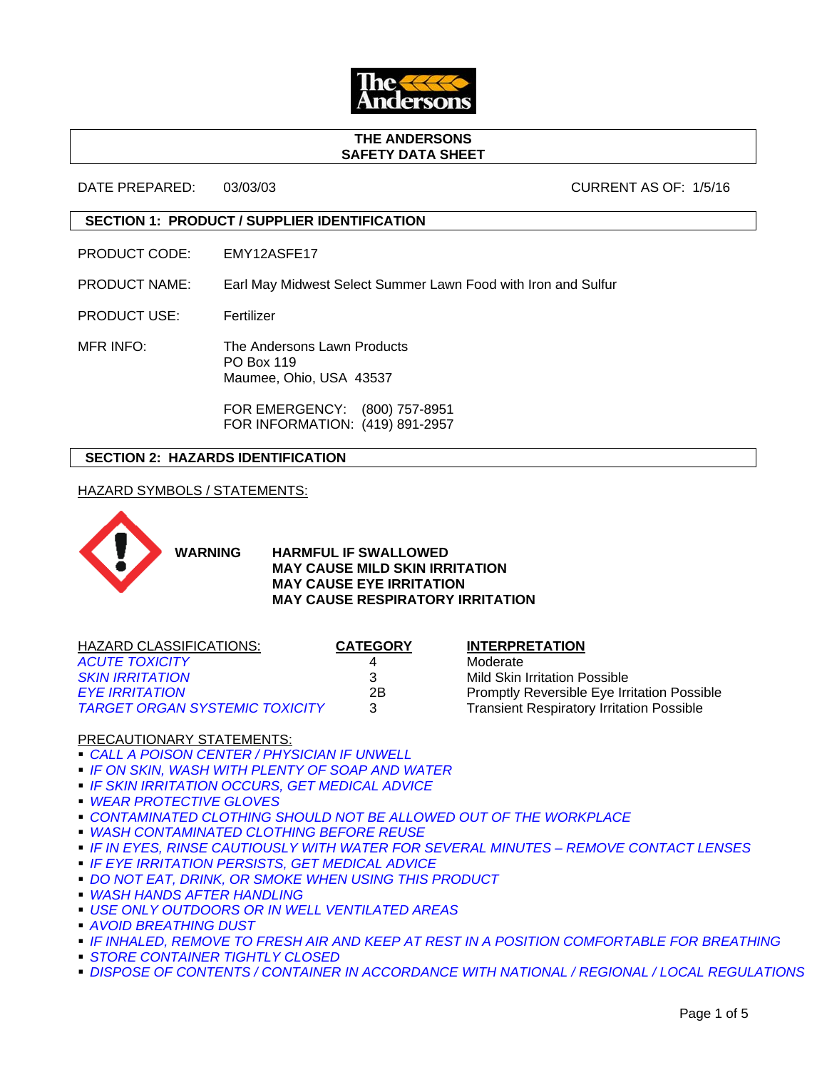# THE ANDERSONS
# SAFETY DATA SHEET

DATE PREPARED: 03/03/03 CURRENT AS OF: 1/5/16

## SECTION 1: PRODUCT / SUPPLIER IDENTIFICATION

PRODUCT CODE: EMY12ASFE17

PRODUCT NAME: Earl May Midwest Select Summer Lawn Food with Iron and Sulfur

PRODUCT USE: Fertilizer

MFR INFO: The Andersons Lawn Products
PO Box 119
Maumee, Ohio, USA 43537

FOR EMERGENCY: (800) 757-8951
FOR INFORMATION: (419) 891-2957

## SECTION 2: HAZARDS IDENTIFICATION

HAZARD SYMBOLS / STATEMENTS:

**WARNING**

**HARMFUL IF SWALLOWED**
**MAY CAUSE MILD SKIN IRRITATION**
**MAY CAUSE EYE IRRITATION**
**MAY CAUSE RESPIRATORY IRRITATION**

| HAZARD CLASSIFICATIONS: | CATEGORY | INTERPRETATION |
|---|---|---|
| *ACUTE TOXICITY* | 4 | Moderate |
| *SKIN IRRITATION* | 3 | Mild Skin Irritation Possible |
| *EYE IRRITATION* | 2B | Promptly Reversible Eye Irritation Possible |
| *TARGET ORGAN SYSTEMIC TOXICITY* | 3 | Transient Respiratory Irritation Possible |

PRECAUTIONARY STATEMENTS:

- *CALL A POISON CENTER / PHYSICIAN IF UNWELL*
- *IF ON SKIN, WASH WITH PLENTY OF SOAP AND WATER*
- *IF SKIN IRRITATION OCCURS, GET MEDICAL ADVICE*
- *WEAR PROTECTIVE GLOVES*
- *CONTAMINATED CLOTHING SHOULD NOT BE ALLOWED OUT OF THE WORKPLACE*
- *WASH CONTAMINATED CLOTHING BEFORE REUSE*
- *IF IN EYES, RINSE CAUTIOUSLY WITH WATER FOR SEVERAL MINUTES – REMOVE CONTACT LENSES*
- *IF EYE IRRITATION PERSISTS, GET MEDICAL ADVICE*
- *DO NOT EAT, DRINK, OR SMOKE WHEN USING THIS PRODUCT*
- *WASH HANDS AFTER HANDLING*
- *USE ONLY OUTDOORS OR IN WELL VENTILATED AREAS*
- *AVOID BREATHING DUST*
- *IF INHALED, REMOVE TO FRESH AIR AND KEEP AT REST IN A POSITION COMFORTABLE FOR BREATHING*
- *STORE CONTAINER TIGHTLY CLOSED*
- *DISPOSE OF CONTENTS / CONTAINER IN ACCORDANCE WITH NATIONAL / REGIONAL / LOCAL REGULATIONS*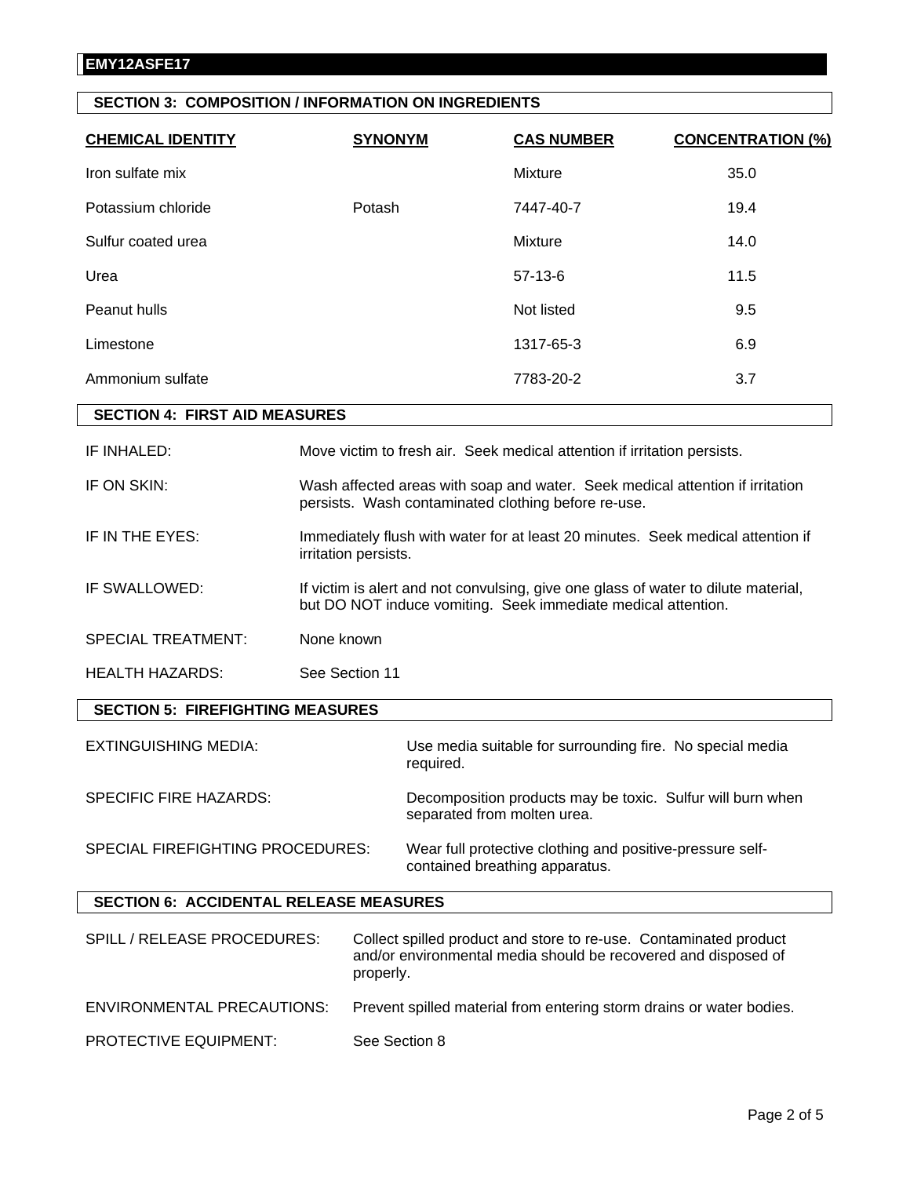**EMY12ASFE17**

## SECTION 3: COMPOSITION / INFORMATION ON INGREDIENTS

| CHEMICAL IDENTITY | SYNONYM | CAS NUMBER | CONCENTRATION (%) |
|---|---|---|---|
| Iron sulfate mix | | Mixture | 35.0 |
| Potassium chloride | Potash | 7447-40-7 | 19.4 |
| Sulfur coated urea | | Mixture | 14.0 |
| Urea | | 57-13-6 | 11.5 |
| Peanut hulls | | Not listed | 9.5 |
| Limestone | | 1317-65-3 | 6.9 |
| Ammonium sulfate | | 7783-20-2 | 3.7 |

## SECTION 4: FIRST AID MEASURES

IF INHALED: Move victim to fresh air. Seek medical attention if irritation persists.

IF ON SKIN: Wash affected areas with soap and water. Seek medical attention if irritation persists. Wash contaminated clothing before re-use.

IF IN THE EYES: Immediately flush with water for at least 20 minutes. Seek medical attention if irritation persists.

IF SWALLOWED: If victim is alert and not convulsing, give one glass of water to dilute material, but DO NOT induce vomiting. Seek immediate medical attention.

SPECIAL TREATMENT: None known

HEALTH HAZARDS: See Section 11

## SECTION 5: FIREFIGHTING MEASURES

EXTINGUISHING MEDIA: Use media suitable for surrounding fire. No special media required.

SPECIFIC FIRE HAZARDS: Decomposition products may be toxic. Sulfur will burn when separated from molten urea.

SPECIAL FIREFIGHTING PROCEDURES: Wear full protective clothing and positive-pressure self-contained breathing apparatus.

## SECTION 6: ACCIDENTAL RELEASE MEASURES

SPILL / RELEASE PROCEDURES: Collect spilled product and store to re-use. Contaminated product and/or environmental media should be recovered and disposed of properly.

ENVIRONMENTAL PRECAUTIONS: Prevent spilled material from entering storm drains or water bodies.

PROTECTIVE EQUIPMENT: See Section 8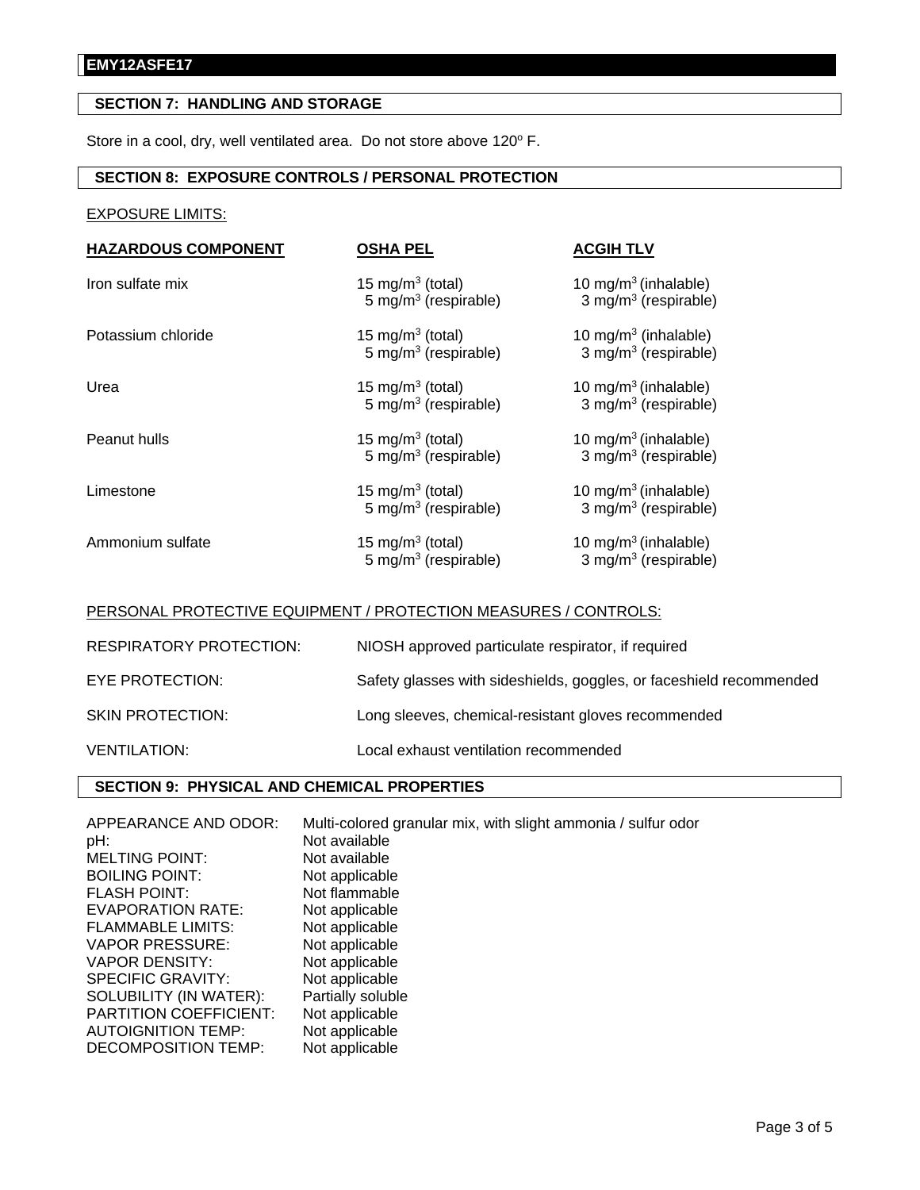**EMY12ASFE17**

## SECTION 7: HANDLING AND STORAGE

Store in a cool, dry, well ventilated area. Do not store above 120º F.

## SECTION 8: EXPOSURE CONTROLS / PERSONAL PROTECTION

EXPOSURE LIMITS:

| HAZARDOUS COMPONENT | OSHA PEL | ACGIH TLV |
|---|---|---|
| Iron sulfate mix | 15 mg/m$^3$ (total)<br>5 mg/m$^3$ (respirable) | 10 mg/m$^3$ (inhalable)<br>3 mg/m$^3$ (respirable) |
| Potassium chloride | 15 mg/m$^3$ (total)<br>5 mg/m$^3$ (respirable) | 10 mg/m$^3$ (inhalable)<br>3 mg/m$^3$ (respirable) |
| Urea | 15 mg/m$^3$ (total)<br>5 mg/m$^3$ (respirable) | 10 mg/m$^3$ (inhalable)<br>3 mg/m$^3$ (respirable) |
| Peanut hulls | 15 mg/m$^3$ (total)<br>5 mg/m$^3$ (respirable) | 10 mg/m$^3$ (inhalable)<br>3 mg/m$^3$ (respirable) |
| Limestone | 15 mg/m$^3$ (total)<br>5 mg/m$^3$ (respirable) | 10 mg/m$^3$ (inhalable)<br>3 mg/m$^3$ (respirable) |
| Ammonium sulfate | 15 mg/m$^3$ (total)<br>5 mg/m$^3$ (respirable) | 10 mg/m$^3$ (inhalable)<br>3 mg/m$^3$ (respirable) |

PERSONAL PROTECTIVE EQUIPMENT / PROTECTION MEASURES / CONTROLS:

| | |
|---|---|
| RESPIRATORY PROTECTION: | NIOSH approved particulate respirator, if required |
| EYE PROTECTION: | Safety glasses with sideshields, goggles, or faceshield recommended |
| SKIN PROTECTION: | Long sleeves, chemical-resistant gloves recommended |
| VENTILATION: | Local exhaust ventilation recommended |

## SECTION 9: PHYSICAL AND CHEMICAL PROPERTIES

| | |
|---|---|
| APPEARANCE AND ODOR: | Multi-colored granular mix, with slight ammonia / sulfur odor |
| pH: | Not available |
| MELTING POINT: | Not available |
| BOILING POINT: | Not applicable |
| FLASH POINT: | Not flammable |
| EVAPORATION RATE: | Not applicable |
| FLAMMABLE LIMITS: | Not applicable |
| VAPOR PRESSURE: | Not applicable |
| VAPOR DENSITY: | Not applicable |
| SPECIFIC GRAVITY: | Not applicable |
| SOLUBILITY (IN WATER): | Partially soluble |
| PARTITION COEFFICIENT: | Not applicable |
| AUTOIGNITION TEMP: | Not applicable |
| DECOMPOSITION TEMP: | Not applicable |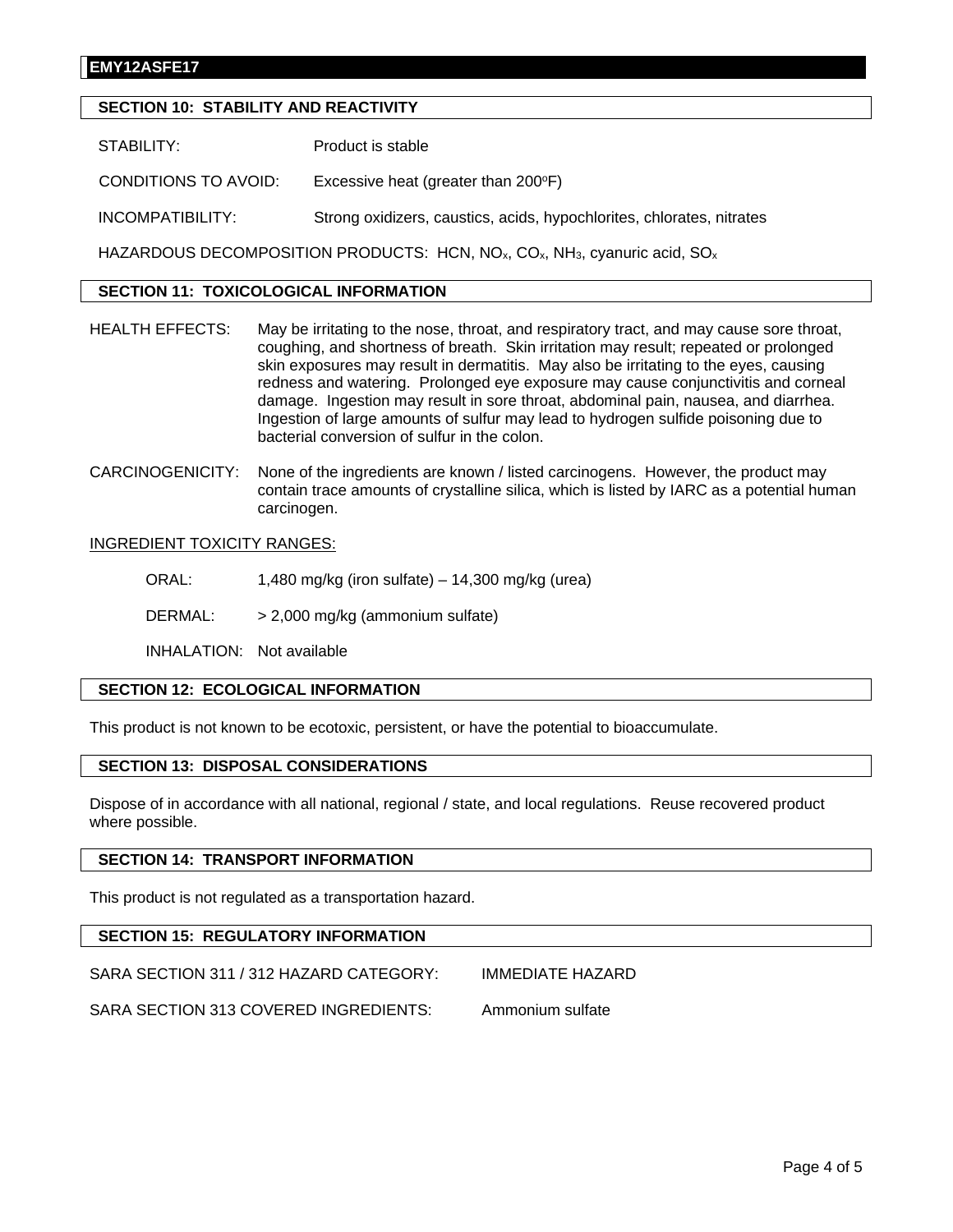## SECTION 10: STABILITY AND REACTIVITY

STABILITY: Product is stable

CONDITIONS TO AVOID: Excessive heat (greater than 200°F)

INCOMPATIBILITY: Strong oxidizers, caustics, acids, hypochlorites, chlorates, nitrates

HAZARDOUS DECOMPOSITION PRODUCTS: HCN, $NO_x$, $CO_x$, $NH_3$, cyanuric acid, $SO_x$

## SECTION 11: TOXICOLOGICAL INFORMATION

HEALTH EFFECTS: May be irritating to the nose, throat, and respiratory tract, and may cause sore throat, coughing, and shortness of breath. Skin irritation may result; repeated or prolonged skin exposures may result in dermatitis. May also be irritating to the eyes, causing redness and watering. Prolonged eye exposure may cause conjunctivitis and corneal damage. Ingestion may result in sore throat, abdominal pain, nausea, and diarrhea. Ingestion of large amounts of sulfur may lead to hydrogen sulfide poisoning due to bacterial conversion of sulfur in the colon.

CARCINOGENICITY: None of the ingredients are known / listed carcinogens. However, the product may contain trace amounts of crystalline silica, which is listed by IARC as a potential human carcinogen.

INGREDIENT TOXICITY RANGES:

ORAL: 1,480 mg/kg (iron sulfate) – 14,300 mg/kg (urea)

DERMAL: > 2,000 mg/kg (ammonium sulfate)

INHALATION: Not available

## SECTION 12: ECOLOGICAL INFORMATION

This product is not known to be ecotoxic, persistent, or have the potential to bioaccumulate.

## SECTION 13: DISPOSAL CONSIDERATIONS

Dispose of in accordance with all national, regional / state, and local regulations. Reuse recovered product where possible.

## SECTION 14: TRANSPORT INFORMATION

This product is not regulated as a transportation hazard.

## SECTION 15: REGULATORY INFORMATION

SARA SECTION 311 / 312 HAZARD CATEGORY: IMMEDIATE HAZARD

SARA SECTION 313 COVERED INGREDIENTS: Ammonium sulfate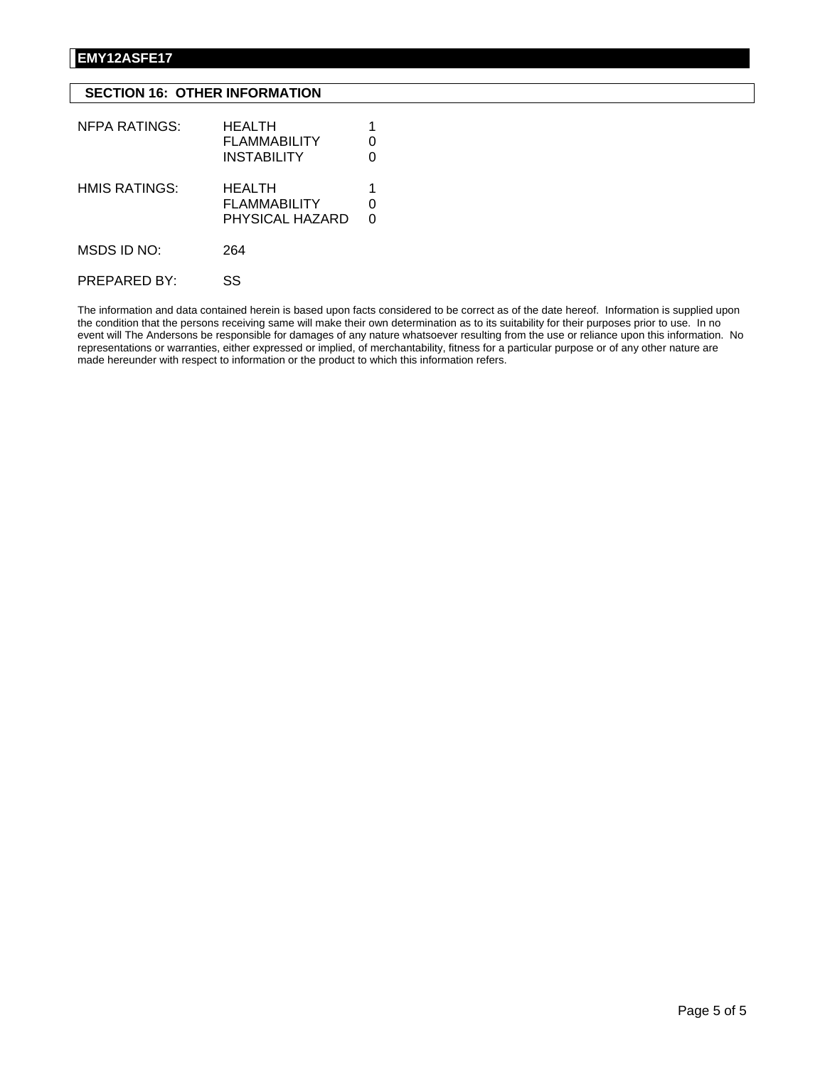**EMY12ASFE17**

## SECTION 16: OTHER INFORMATION

| | | |
|---|---|---|
| NFPA RATINGS: | HEALTH | 1 |
| | FLAMMABILITY | 0 |
| | INSTABILITY | 0 |
| HMIS RATINGS: | HEALTH | 1 |
| | FLAMMABILITY | 0 |
| | PHYSICAL HAZARD | 0 |

MSDS ID NO: 264

PREPARED BY: SS

The information and data contained herein is based upon facts considered to be correct as of the date hereof. Information is supplied upon the condition that the persons receiving same will make their own determination as to its suitability for their purposes prior to use. In no event will The Andersons be responsible for damages of any nature whatsoever resulting from the use or reliance upon this information. No representations or warranties, either expressed or implied, of merchantability, fitness for a particular purpose or of any other nature are made hereunder with respect to information or the product to which this information refers.